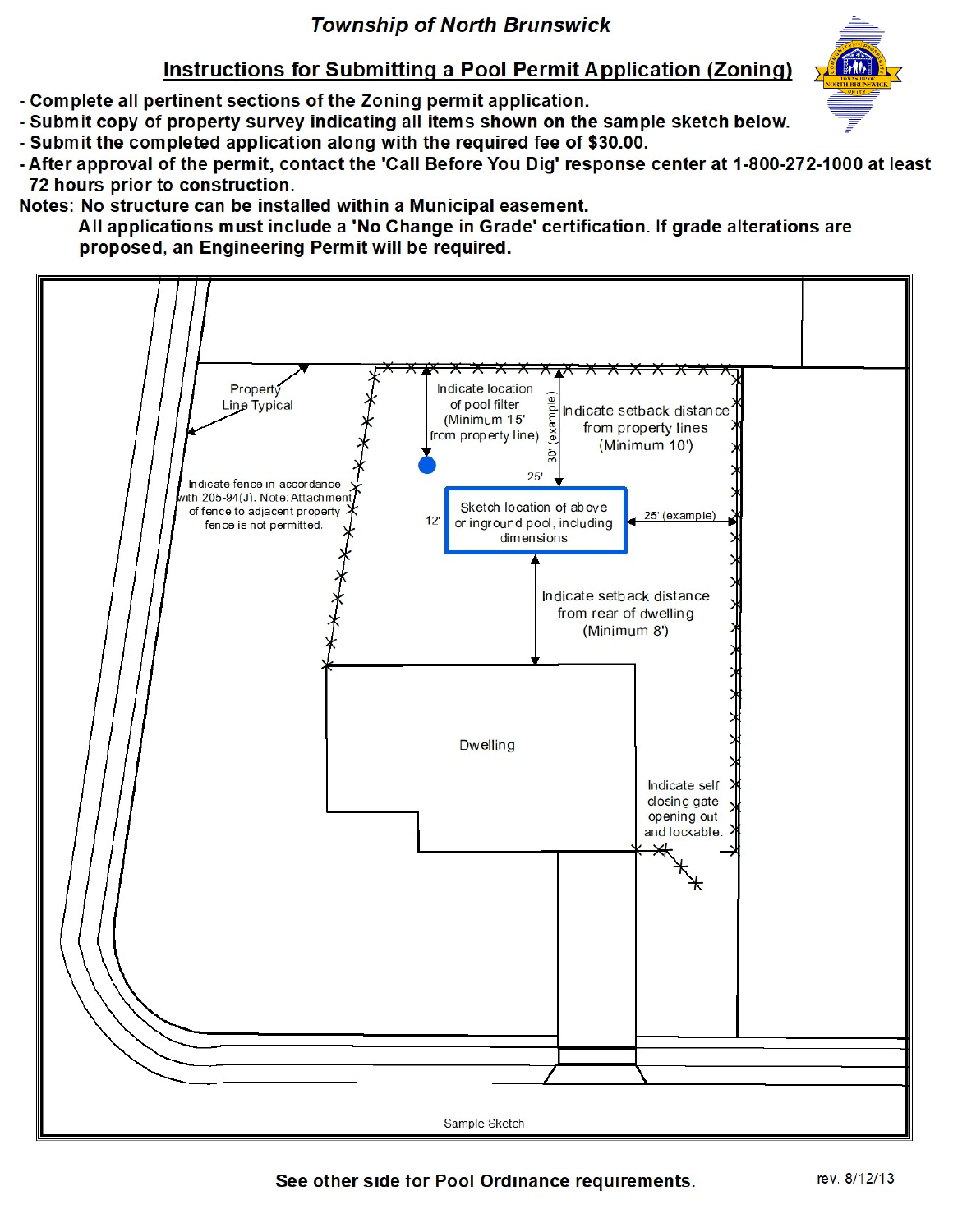*Township of North Brunswick*

## Instructions for Submitting a Pool Permit Application (Zoning)

- Complete all pertinent sections of the Zoning permit application.
- Submit copy of property survey indicating all items shown on the sample sketch below.
- Submit the completed application along with the required fee of $30.00.
- After approval of the permit, contact the 'Call Before You Dig' response center at 1-800-272-1000 at least 72 hours prior to construction.

Notes: No structure can be installed within a Municipal easement.

All applications must include a 'No Change in Grade' certification. If grade alterations are proposed, an Engineering Permit will be required.

Property Line Typical

Indicate location of pool filter (Minimum 15' from property line)

30' (example)

Indicate setback distance from property lines (Minimum 10')

Indicate fence in accordance with 205-94(J). Note: Attachment of fence to adjacent property fence is not permitted.

25'

12'

Sketch location of above or inground pool, including dimensions

25' (example)

Indicate setback distance from rear of dwelling (Minimum 8')

Dwelling

Indicate self closing gate opening out and lockable.

Sample Sketch

**See other side for Pool Ordinance requirements.**

rev. 8/12/13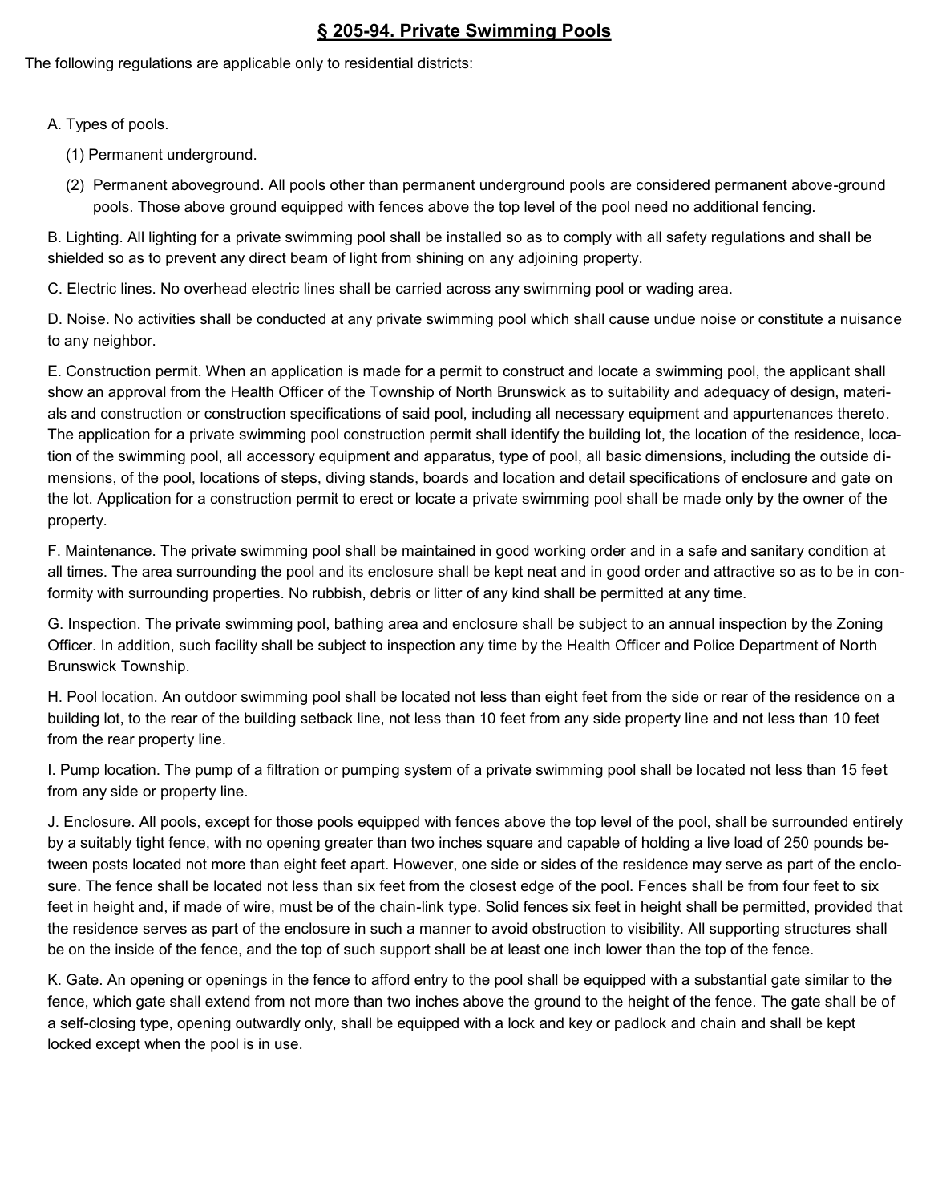## § 205-94. Private Swimming Pools

The following regulations are applicable only to residential districts:

A. Types of pools.

(1) Permanent underground.

(2) Permanent aboveground. All pools other than permanent underground pools are considered permanent above-ground pools. Those above ground equipped with fences above the top level of the pool need no additional fencing.

B. Lighting. All lighting for a private swimming pool shall be installed so as to comply with all safety regulations and shall be shielded so as to prevent any direct beam of light from shining on any adjoining property.

C. Electric lines. No overhead electric lines shall be carried across any swimming pool or wading area.

D. Noise. No activities shall be conducted at any private swimming pool which shall cause undue noise or constitute a nuisance to any neighbor.

E. Construction permit. When an application is made for a permit to construct and locate a swimming pool, the applicant shall show an approval from the Health Officer of the Township of North Brunswick as to suitability and adequacy of design, materials and construction or construction specifications of said pool, including all necessary equipment and appurtenances thereto. The application for a private swimming pool construction permit shall identify the building lot, the location of the residence, location of the swimming pool, all accessory equipment and apparatus, type of pool, all basic dimensions, including the outside dimensions, of the pool, locations of steps, diving stands, boards and location and detail specifications of enclosure and gate on the lot. Application for a construction permit to erect or locate a private swimming pool shall be made only by the owner of the property.

F. Maintenance. The private swimming pool shall be maintained in good working order and in a safe and sanitary condition at all times. The area surrounding the pool and its enclosure shall be kept neat and in good order and attractive so as to be in conformity with surrounding properties. No rubbish, debris or litter of any kind shall be permitted at any time.

G. Inspection. The private swimming pool, bathing area and enclosure shall be subject to an annual inspection by the Zoning Officer. In addition, such facility shall be subject to inspection any time by the Health Officer and Police Department of North Brunswick Township.

H. Pool location. An outdoor swimming pool shall be located not less than eight feet from the side or rear of the residence on a building lot, to the rear of the building setback line, not less than 10 feet from any side property line and not less than 10 feet from the rear property line.

I. Pump location. The pump of a filtration or pumping system of a private swimming pool shall be located not less than 15 feet from any side or property line.

J. Enclosure. All pools, except for those pools equipped with fences above the top level of the pool, shall be surrounded entirely by a suitably tight fence, with no opening greater than two inches square and capable of holding a live load of 250 pounds between posts located not more than eight feet apart. However, one side or sides of the residence may serve as part of the enclosure. The fence shall be located not less than six feet from the closest edge of the pool. Fences shall be from four feet to six feet in height and, if made of wire, must be of the chain-link type. Solid fences six feet in height shall be permitted, provided that the residence serves as part of the enclosure in such a manner to avoid obstruction to visibility. All supporting structures shall be on the inside of the fence, and the top of such support shall be at least one inch lower than the top of the fence.

K. Gate. An opening or openings in the fence to afford entry to the pool shall be equipped with a substantial gate similar to the fence, which gate shall extend from not more than two inches above the ground to the height of the fence. The gate shall be of a self-closing type, opening outwardly only, shall be equipped with a lock and key or padlock and chain and shall be kept locked except when the pool is in use.